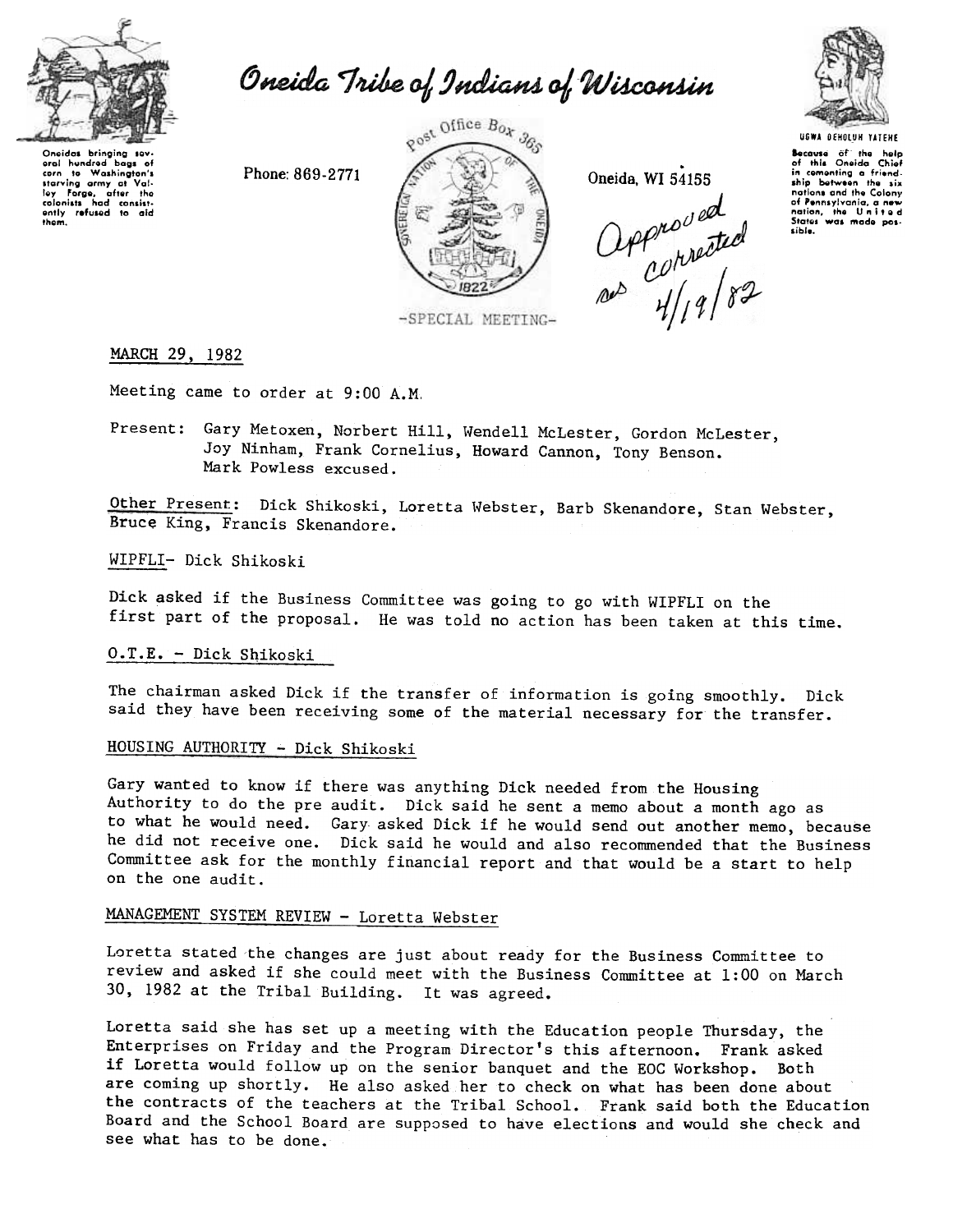# Oneida Tribe of Indians of Wisconsin

Oneidas bringing several hundred bags of corn to Washington's starving army at Valley Forge, after the colonists had consistently refused to aid them.

Phone: 869-2771

Post Office Box 365

Oneida, WI 54155

Approved as corrected 4/19/82

UGWA DEHOLUH YATEHE

Because of the help of this Oneida Chief in cementing a friendship between the six nations and the Colony of Pennsylvania, a new nation, the United States was made possible.

-SPECIAL MEETING-

MARCH 29, 1982

Meeting came to order at 9:00 A.M.

Present: Gary Metoxen, Norbert Hill, Wendell McLester, Gordon McLester, Joy Ninham, Frank Cornelius, Howard Cannon, Tony Benson. Mark Powless excused.

Other Present: Dick Shikoski, Loretta Webster, Barb Skenandore, Stan Webster, Bruce King, Francis Skenandore.

## WIPFLI- Dick Shikoski

Dick asked if the Business Committee was going to go with WIPFLI on the first part of the proposal. He was told no action has been taken at this time.

## O.T.E. - Dick Shikoski

The chairman asked Dick if the transfer of information is going smoothly. Dick said they have been receiving some of the material necessary for the transfer.

## HOUSING AUTHORITY - Dick Shikoski

Gary wanted to know if there was anything Dick needed from the Housing Authority to do the pre audit. Dick said he sent a memo about a month ago as to what he would need. Gary asked Dick if he would send out another memo, because he did not receive one. Dick said he would and also recommended that the Business Committee ask for the monthly financial report and that would be a start to help on the one audit.

## MANAGEMENT SYSTEM REVIEW - Loretta Webster

Loretta stated the changes are just about ready for the Business Committee to review and asked if she could meet with the Business Committee at 1:00 on March 30, 1982 at the Tribal Building. It was agreed.

Loretta said she has set up a meeting with the Education people Thursday, the Enterprises on Friday and the Program Director's this afternoon. Frank asked if Loretta would follow up on the senior banquet and the EOC Workshop. Both are coming up shortly. He also asked her to check on what has been done about the contracts of the teachers at the Tribal School. Frank said both the Education Board and the School Board are supposed to have elections and would she check and see what has to be done.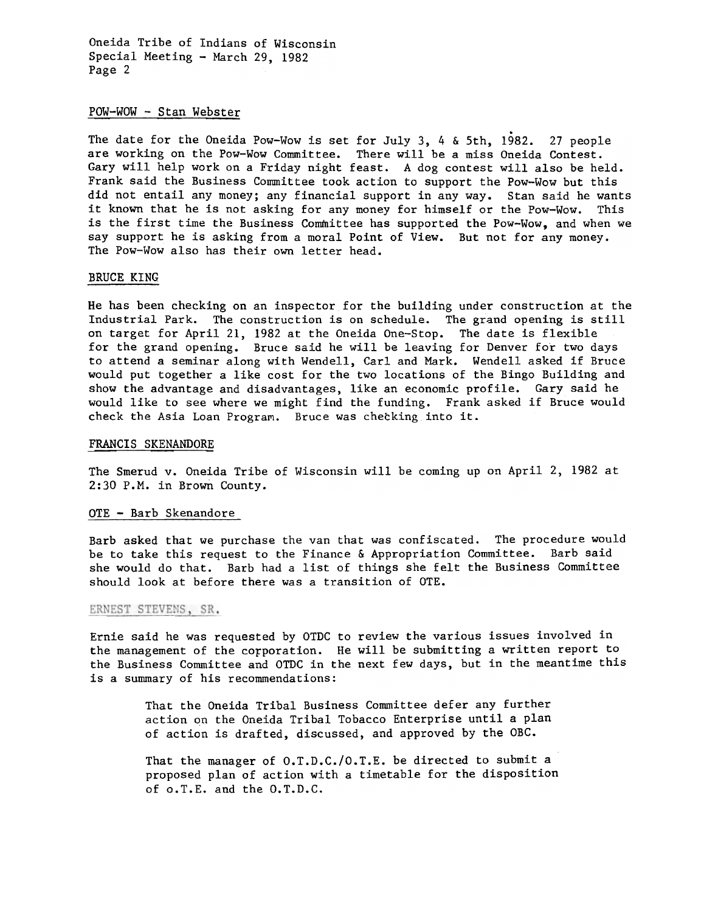## POW-WOW - Stan Webster

The date for the Oneida Pow-Wow is set for July 3, 4 & 5th, 1982. 27 people are working on the Pow-Wow Committee. There will be a miss Oneida Contest. Gary will help work on a Friday night feast. A dog contest will also be held. Frank said the Business Committee took action to support the Pow-Wow but this did not entail any money; any financial support in any way. Stan said he wants it known that he is not asking for any money for himself or the Pow-Wow. This is the first time the Business Committee has supported the Pow-Wow, and when we say support he is asking from a moral Point of View. But not for any money. The Pow-Wow also has their own letter head.

## BRUCE KING

He has been checking on an inspector for the building under construction at the Industrial Park. The construction is on schedule. The grand opening is still on target for April 21, 1982 at the Oneida One-Stop. The date is flexible for the grand opening. Bruce said he will be leaving for Denver for two days to attend a seminar along with Wendell, Carl and Mark. Wendell asked if Bruce would put together a like cost for the two locations of the Bingo Building and show the advantage and disadvantages, like an economic profile. Gary said he would like to see where we might find the funding. Frank asked if Bruce would check the Asia Loan Program. Bruce was checking into it.

## FRANCIS SKENANDORE

The Smerud v. Oneida Tribe of Wisconsin will be coming up on April 2, 1982 at 2:30 P.M. in Brown County.

## OTE - Barb Skenandore

Barb asked that we purchase the van that was confiscated. The procedure would be to take this request to the Finance & Appropriation Committee. Barb said she would do that. Barb had a list of things she felt the Business Committee should look at before there was a transition of OTE.

## ERNEST STEVENS, SR.

Ernie said he was requested by OTDC to review the various issues involved in the management of the corporation. He will be submitting a written report to the Business Committee and OTDC in the next few days, but in the meantime this is a summary of his recommendations:

> That the Oneida Tribal Business Committee defer any further action on the Oneida Tribal Tobacco Enterprise until a plan of action is drafted, discussed, and approved by the OBC.
>
> That the manager of O.T.D.C./O.T.E. be directed to submit a proposed plan of action with a timetable for the disposition of o.T.E. and the O.T.D.C.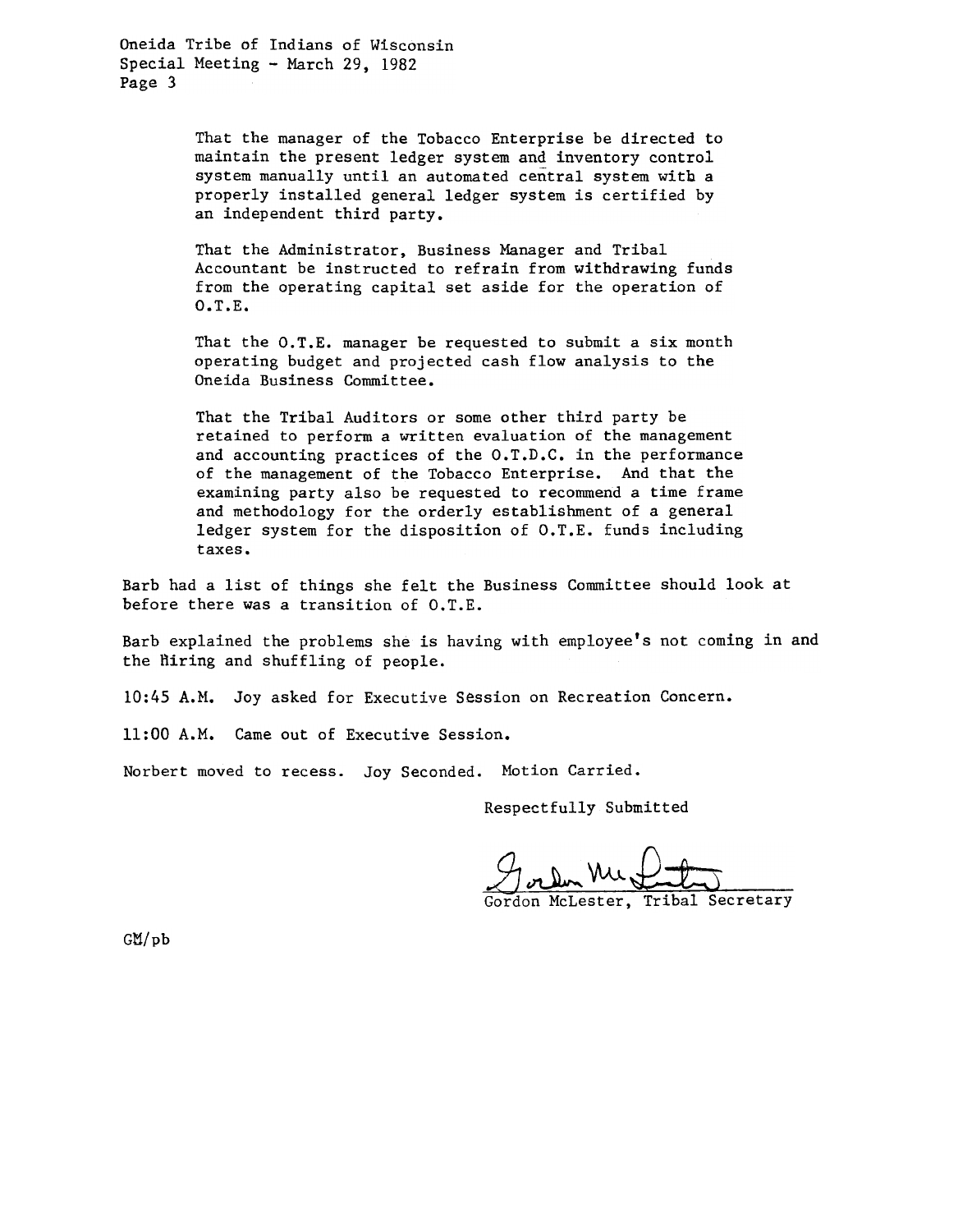That the manager of the Tobacco Enterprise be directed to maintain the present ledger system and inventory control system manually until an automated central system with a properly installed general ledger system is certified by an independent third party.

That the Administrator, Business Manager and Tribal Accountant be instructed to refrain from withdrawing funds from the operating capital set aside for the operation of O.T.E.

That the O.T.E. manager be requested to submit a six month operating budget and projected cash flow analysis to the Oneida Business Committee.

That the Tribal Auditors or some other third party be retained to perform a written evaluation of the management and accounting practices of the O.T.D.C. in the performance of the management of the Tobacco Enterprise. And that the examining party also be requested to recommend a time frame and methodology for the orderly establishment of a general ledger system for the disposition of O.T.E. funds including taxes.

Barb had a list of things she felt the Business Committee should look at before there was a transition of O.T.E.

Barb explained the problems she is having with employee's not coming in and the hiring and shuffling of people.

10:45 A.M. Joy asked for Executive Session on Recreation Concern.

11:00 A.M. Came out of Executive Session.

Norbert moved to recess. Joy Seconded. Motion Carried.

Respectfully Submitted

Gordon McLester, Tribal Secretary

GM/pb